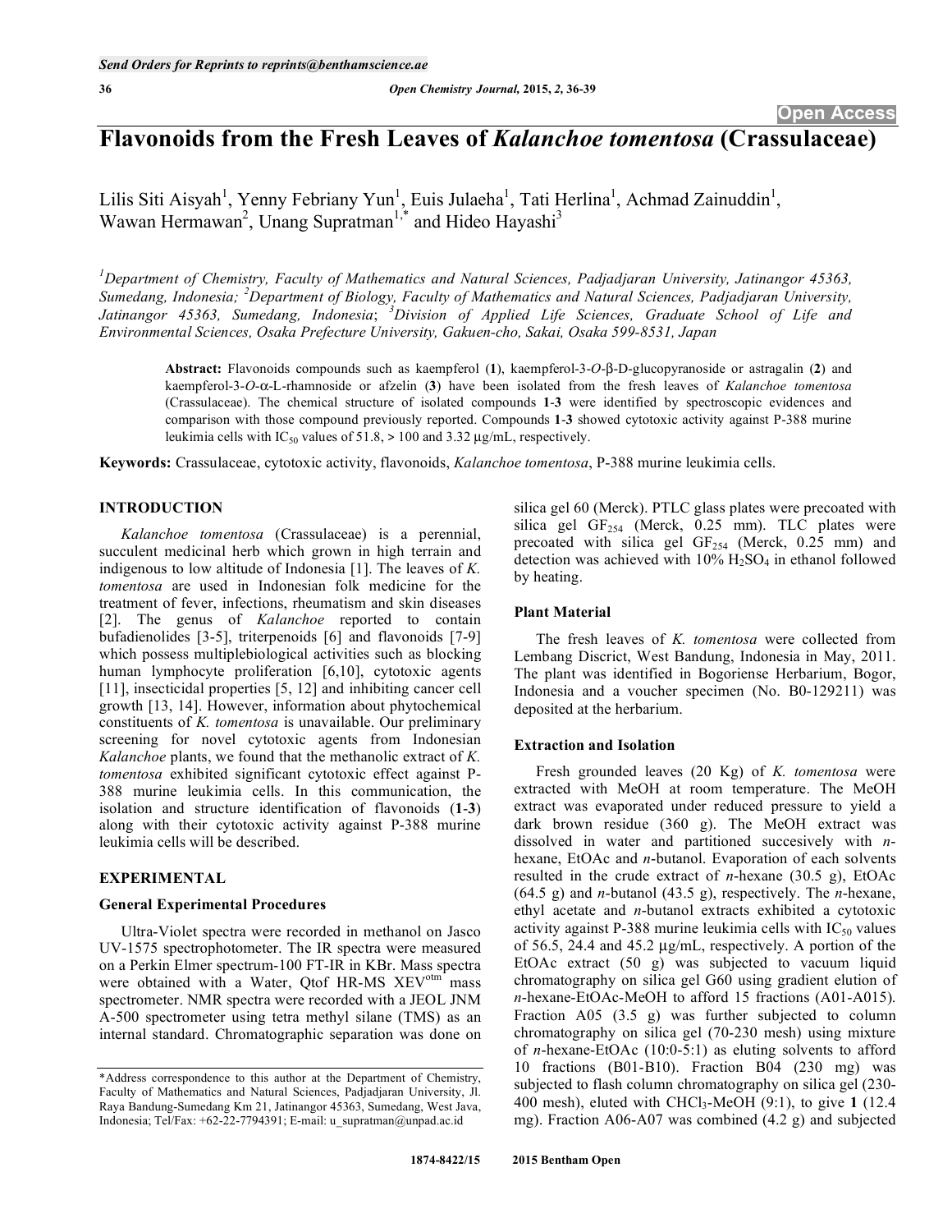# Flavonoids from the Fresh Leaves of *Kalanchoe tomentosa* (Crassulaceae)

Lilis Siti Aisyah[1], Yenny Febriany Yun[1], Euis Julaeha[1], Tati Herlina[1], Achmad Zainuddin[1], Wawan Hermawan[2], Unang Supratman[1,*] and Hideo Hayashi[3]

[1]Department of Chemistry, Faculty of Mathematics and Natural Sciences, Padjadjaran University, Jatinangor 45363, Sumedang, Indonesia; [2]Department of Biology, Faculty of Mathematics and Natural Sciences, Padjadjaran University, Jatinangor 45363, Sumedang, Indonesia; [3]Division of Applied Life Sciences, Graduate School of Life and Environmental Sciences, Osaka Prefecture University, Gakuen-cho, Sakai, Osaka 599-8531, Japan

**Abstract:** Flavonoids compounds such as kaempferol (**1**), kaempferol-3-*O*-β-D-glucopyranoside or astragalin (**2**) and kaempferol-3-*O*-α-L-rhamnoside or afzelin (**3**) have been isolated from the fresh leaves of *Kalanchoe tomentosa* (Crassulaceae). The chemical structure of isolated compounds **1**-**3** were identified by spectroscopic evidences and comparison with those compound previously reported. Compounds **1**-**3** showed cytotoxic activity against P-388 murine leukimia cells with $IC_{50}$ values of 51.8, > 100 and 3.32 μg/mL, respectively.

**Keywords:** Crassulaceae, cytotoxic activity, flavonoids, *Kalanchoe tomentosa*, P-388 murine leukimia cells.

## INTRODUCTION

*Kalanchoe tomentosa* (Crassulaceae) is a perennial, succulent medicinal herb which grown in high terrain and indigenous to low altitude of Indonesia [1]. The leaves of *K. tomentosa* are used in Indonesian folk medicine for the treatment of fever, infections, rheumatism and skin diseases [2]. The genus of *Kalanchoe* reported to contain bufadienolides [3-5], triterpenoids [6] and flavonoids [7-9] which possess multiplebiological activities such as blocking human lymphocyte proliferation [6,10], cytotoxic agents [11], insecticidal properties [5, 12] and inhibiting cancer cell growth [13, 14]. However, information about phytochemical constituents of *K. tomentosa* is unavailable. Our preliminary screening for novel cytotoxic agents from Indonesian *Kalanchoe* plants, we found that the methanolic extract of *K. tomentosa* exhibited significant cytotoxic effect against P-388 murine leukimia cells. In this communication, the isolation and structure identification of flavonoids (**1**-**3**) along with their cytotoxic activity against P-388 murine leukimia cells will be described.

## EXPERIMENTAL

### General Experimental Procedures

Ultra-Violet spectra were recorded in methanol on Jasco UV-1575 spectrophotometer. The IR spectra were measured on a Perkin Elmer spectrum-100 FT-IR in KBr. Mass spectra were obtained with a Water, Qtof HR-MS XEV[otm] mass spectrometer. NMR spectra were recorded with a JEOL JNM A-500 spectrometer using tetra methyl silane (TMS) as an internal standard. Chromatographic separation was done on silica gel 60 (Merck). PTLC glass plates were precoated with silica gel $GF_{254}$ (Merck, 0.25 mm). TLC plates were precoated with silica gel $GF_{254}$ (Merck, 0.25 mm) and detection was achieved with 10% $H_2SO_4$ in ethanol followed by heating.

### Plant Material

The fresh leaves of *K. tomentosa* were collected from Lembang Discrict, West Bandung, Indonesia in May, 2011. The plant was identified in Bogoriense Herbarium, Bogor, Indonesia and a voucher specimen (No. B0-129211) was deposited at the herbarium.

### Extraction and Isolation

Fresh grounded leaves (20 Kg) of *K. tomentosa* were extracted with MeOH at room temperature. The MeOH extract was evaporated under reduced pressure to yield a dark brown residue (360 g). The MeOH extract was dissolved in water and partitioned succesively with *n*-hexane, EtOAc and *n*-butanol. Evaporation of each solvents resulted in the crude extract of *n*-hexane (30.5 g), EtOAc (64.5 g) and *n*-butanol (43.5 g), respectively. The *n*-hexane, ethyl acetate and *n*-butanol extracts exhibited a cytotoxic activity against P-388 murine leukimia cells with $IC_{50}$ values of 56.5, 24.4 and 45.2 μg/mL, respectively. A portion of the EtOAc extract (50 g) was subjected to vacuum liquid chromatography on silica gel G60 using gradient elution of *n*-hexane-EtOAc-MeOH to afford 15 fractions (A01-A015). Fraction A05 (3.5 g) was further subjected to column chromatography on silica gel (70-230 mesh) using mixture of *n*-hexane-EtOAc (10:0-5:1) as eluting solvents to afford 10 fractions (B01-B10). Fraction B04 (230 mg) was subjected to flash column chromatography on silica gel (230-400 mesh), eluted with $CHCl_3$-MeOH (9:1), to give **1** (12.4 mg). Fraction A06-A07 was combined (4.2 g) and subjected

*Address correspondence to this author at the Department of Chemistry, Faculty of Mathematics and Natural Sciences, Padjadjaran University, Jl. Raya Bandung-Sumedang Km 21, Jatinangor 45363, Sumedang, West Java, Indonesia; Tel/Fax: +62-22-7794391; E-mail: u_supratman@unpad.ac.id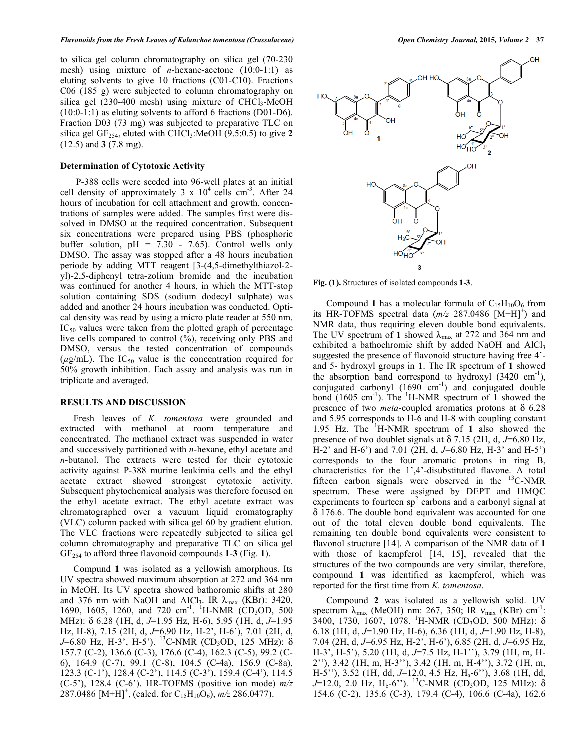to silica gel column chromatography on silica gel (70-230 mesh) using mixture of *n*-hexane-acetone (10:0-1:1) as eluting solvents to give 10 fractions (C01-C10). Fractions C06 (185 g) were subjected to column chromatography on silica gel (230-400 mesh) using mixture of $CHCl_3$-MeOH (10:0-1:1) as eluting solvents to afford 6 fractions (D01-D6). Fraction D03 (73 mg) was subjected to preparative TLC on silica gel $GF_{254}$, eluted with $CHCl_3$:MeOH (9.5:0.5) to give **2** (12.5) and **3** (7.8 mg).

### Determination of Cytotoxic Activity

P-388 cells were seeded into 96-well plates at an initial cell density of approximately $3 \times 10^4$ cells $cm^{-3}$. After 24 hours of incubation for cell attachment and growth, concentrations of samples were added. The samples first were dissolved in DMSO at the required concentration. Subsequent six concentrations were prepared using PBS (phosphoric buffer solution, pH = 7.30 - 7.65). Control wells only DMSO. The assay was stopped after a 48 hours incubation periode by adding MTT reagent [3-(4,5-dimethylthiazol-2-yl)-2,5-diphenyl tetra-zolium bromide and the incubation was continued for another 4 hours, in which the MTT-stop solution containing SDS (sodium dodecyl sulphate) was added and another 24 hours incubation was conducted. Optical density was read by using a micro plate reader at 550 nm. $IC_{50}$ values were taken from the plotted graph of percentage live cells compared to control (%), receiving only PBS and DMSO, versus the tested concentration of compounds ($\mu$g/mL). The $IC_{50}$ value is the concentration required for 50% growth inhibition. Each assay and analysis was run in triplicate and averaged.

## RESULTS AND DISCUSSION

Fresh leaves of *K. tomentosa* were grounded and extracted with methanol at room temperature and concentrated. The methanol extract was suspended in water and successively partitioned with *n*-hexane, ethyl acetate and *n*-butanol. The extracts were tested for their cytotoxic activity against P-388 murine leukimia cells and the ethyl acetate extract showed strongest cytotoxic activity. Subsequent phytochemical analysis was therefore focused on the ethyl acetate extract. The ethyl acetate extract was chromatographed over a vacuum liquid cromatography (VLC) column packed with silica gel 60 by gradient elution. The VLC fractions were repeatedly subjected to silica gel column chromatography and preparative TLC on silica gel $GF_{254}$ to afford three flavonoid compounds **1**-**3** (Fig. **1**).

Compund **1** was isolated as a yellowish amorphous. Its UV spectra showed maximum absorption at 272 and 364 nm in MeOH. Its UV spectra showed bathoromic shifts at 280 and 376 nm with NaOH and $AlCl_3$. IR $\lambda_{max}$ (KBr): 3420, 1690, 1605, 1260, and 720 $cm^{-1}$. $^1$H-NMR ($CD_3OD$, 500 MHz): $\delta$ 6.28 (1H, d, *J*=1.95 Hz, H-6), 5.95 (1H, d, *J*=1.95 Hz, H-8), 7.15 (2H, d, *J*=6.90 Hz, H-2', H-6'), 7.01 (2H, d, *J*=6.80 Hz, H-3', H-5'). $^{13}$C-NMR ($CD_3OD$, 125 MHz): $\delta$ 157.7 (C-2), 136.6 (C-3), 176.6 (C-4), 162.3 (C-5), 99.2 (C-6), 164.9 (C-7), 99.1 (C-8), 104.5 (C-4a), 156.9 (C-8a), 123.3 (C-1'), 128.4 (C-2'), 114.5 (C-3'), 159.4 (C-4'), 114.5 (C-5'), 128.4 (C-6'). HR-TOFMS (positive ion mode) *m/z* 287.0486 $[M+H]^+$, (calcd. for $C_{15}H_{10}O_6$), *m/z* 286.0477).

Fig. (1). Structures of isolated compounds **1**-**3**.

Compound **1** has a molecular formula of $C_{15}H_{10}O_6$ from its HR-TOFMS spectral data (*m/z* 287.0486 $[M+H]^+$) and NMR data, thus requiring eleven double bond equivalents. The UV spectrum of **1** showed $\lambda_{max}$ at 272 and 364 nm and exhibited a bathochromic shift by added NaOH and $AlCl_3$ suggested the presence of flavonoid structure having free 4'- and 5- hydroxyl groups in **1**. The IR spectrum of **1** showed the absorption band correspond to hydroxyl (3420 $cm^{-1}$), conjugated carbonyl (1690 $cm^{-1}$) and conjugated double bond (1605 $cm^{-1}$). The $^1$H-NMR spectrum of **1** showed the presence of two *meta*-coupled aromatics protons at $\delta$ 6.28 and 5.95 corresponds to H-6 and H-8 with coupling constant 1.95 Hz. The $^1$H-NMR spectrum of **1** also showed the presence of two doublet signals at $\delta$ 7.15 (2H, d, *J*=6.80 Hz, H-2' and H-6') and 7.01 (2H, d, *J*=6.80 Hz, H-3' and H-5') corresponds to the four aromatic protons in ring B, characteristics for the 1',4'-disubstituted flavone. A total fifteen carbon signals were observed in the $^{13}$C-NMR spectrum. These were assigned by DEPT and HMQC experiments to fourteen $sp^2$ carbons and a carbonyl signal at $\delta$ 176.6. The double bond equivalent was accounted for one out of the total eleven double bond equivalents. The remaining ten double bond equivalents were consistent to flavonol structure [14]. A comparison of the NMR data of **1** with those of kaempferol [14, 15], revealed that the structures of the two compounds are very similar, therefore, compound **1** was identified as kaempferol, which was reported for the first time from *K. tomentosa*.

Compound **2** was isolated as a yellowish solid. UV spectrum $\lambda_{max}$ (MeOH) nm: 267, 350; IR $\nu_{max}$ (KBr) $cm^{-1}$: 3400, 1730, 1607, 1078. $^1$H-NMR ($CD_3OD$, 500 MHz): $\delta$ 6.18 (1H, d, *J*=1.90 Hz, H-6), 6.36 (1H, d, *J*=1.90 Hz, H-8), 7.04 (2H, d, *J*=6.95 Hz, H-2', H-6'), 6.85 (2H, d, *J*=6.95 Hz, H-3', H-5'), 5.20 (1H, d, *J*=7.5 Hz, H-1''), 3.79 (1H, m, H-2''), 3.42 (1H, m, H-3''), 3.42 (1H, m, H-4''), 3.72 (1H, m, H-5''), 3.52 (1H, dd, *J*=12.0, 4.5 Hz, $H_a$-6''), 3.68 (1H, dd, *J*=12.0, 2.0 Hz, $H_b$-6''). $^{13}$C-NMR ($CD_3OD$, 125 MHz): $\delta$ 154.6 (C-2), 135.6 (C-3), 179.4 (C-4), 106.6 (C-4a), 162.6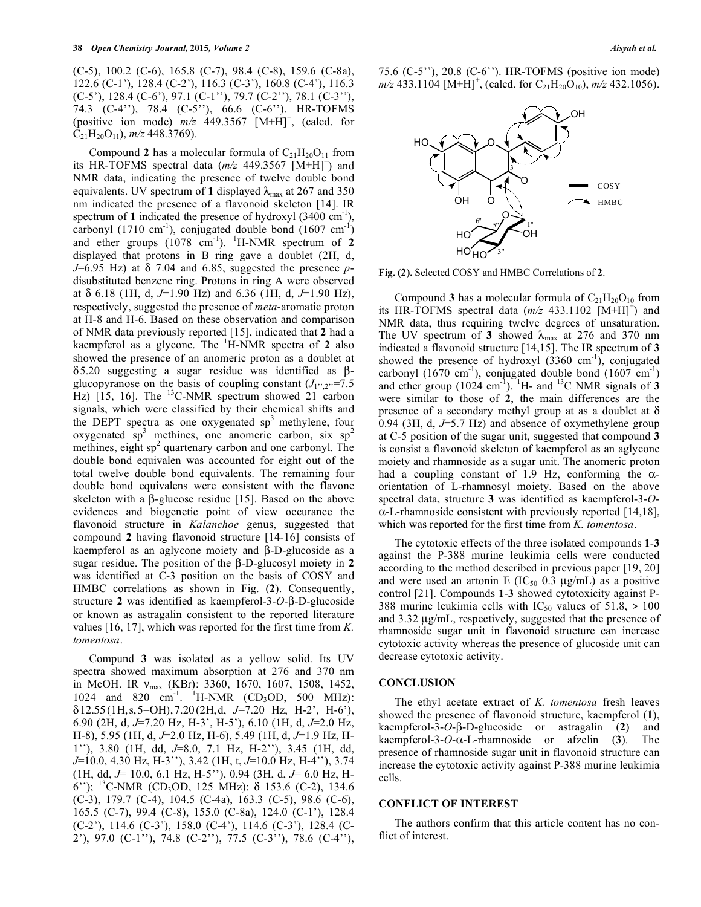(C-5), 100.2 (C-6), 165.8 (C-7), 98.4 (C-8), 159.6 (C-8a), 122.6 (C-1'), 128.4 (C-2'), 116.3 (C-3'), 160.8 (C-4'), 116.3 (C-5'), 128.4 (C-6'), 97.1 (C-1''), 79.7 (C-2''), 78.1 (C-3''), 74.3 (C-4''), 78.4 (C-5''), 66.6 (C-6''). HR-TOFMS (positive ion mode) *m/z* 449.3567 $[M+H]^+$, (calcd. for $C_{21}H_{20}O_{11}$), *m/z* 448.3769).

Compound **2** has a molecular formula of $C_{21}H_{20}O_{11}$ from its HR-TOFMS spectral data (*m/z* 449.3567 $[M+H]^+$) and NMR data, indicating the presence of twelve double bond equivalents. UV spectrum of **1** displayed $\lambda_{max}$ at 267 and 350 nm indicated the presence of a flavonoid skeleton [14]. IR spectrum of **1** indicated the presence of hydroxyl (3400 $cm^{-1}$), carbonyl (1710 $cm^{-1}$), conjugated double bond (1607 $cm^{-1}$) and ether groups (1078 $cm^{-1}$). $^1$H-NMR spectrum of **2** displayed that protons in B ring gave a doublet (2H, d, *J*=6.95 Hz) at δ 7.04 and 6.85, suggested the presence *p*-disubstituted benzene ring. Protons in ring A were observed at δ 6.18 (1H, d, *J*=1.90 Hz) and 6.36 (1H, d, *J*=1.90 Hz), respectively, suggested the presence of *meta*-aromatic proton at H-8 and H-6. Based on these observation and comparison of NMR data previously reported [15], indicated that **2** had a kaempferol as a glycone. The $^1$H-NMR spectra of **2** also showed the presence of an anomeric proton as a doublet at δ5.20 suggesting a sugar residue was identified as β-glucopyranose on the basis of coupling constant ($J_{1'',2''}$=7.5 Hz) [15, 16]. The $^{13}$C-NMR spectrum showed 21 carbon signals, which were classified by their chemical shifts and the DEPT spectra as one oxygenated $sp^3$ methylene, four oxygenated $sp^3$ methines, one anomeric carbon, six $sp^2$ methines, eight $sp^2$ quartenary carbon and one carbonyl. The double bond equivalen was accounted for eight out of the total twelve double bond equivalents. The remaining four double bond equivalens were consistent with the flavone skeleton with a β-glucose residue [15]. Based on the above evidences and biogenetic point of view occurance the flavonoid structure in *Kalanchoe* genus, suggested that compound **2** having flavonoid structure [14-16] consists of kaempferol as an aglycone moiety and β-D-glucoside as a sugar residue. The position of the β-D-glucosyl moiety in **2** was identified at C-3 position on the basis of COSY and HMBC correlations as shown in Fig. (**2**). Consequently, structure **2** was identified as kaempferol-3-*O*-β-D-glucoside or known as astragalin consistent to the reported literature values [16, 17], which was reported for the first time from *K. tomentosa*.

Compund **3** was isolated as a yellow solid. Its UV spectra showed maximum absorption at 276 and 370 nm in MeOH. IR $\nu_{max}$ (KBr): 3360, 1670, 1607, 1508, 1452, 1024 and 820 $cm^{-1}$. $^1$H-NMR ($CD_3OD$, 500 MHz): δ12.55 (1H, s, 5−OH), 7.20 (2H, d, *J*=7.20 Hz, H-2', H-6'), 6.90 (2H, d, *J*=7.20 Hz, H-3', H-5'), 6.10 (1H, d, *J*=2.0 Hz, H-8), 5.95 (1H, d, *J*=2.0 Hz, H-6), 5.49 (1H, d, *J*=1.9 Hz, H-1''), 3.80 (1H, dd, *J*=8.0, 7.1 Hz, H-2''), 3.45 (1H, dd, *J*=10.0, 4.30 Hz, H-3''), 3.42 (1H, t, *J*=10.0 Hz, H-4''), 3.74 (1H, dd, *J*= 10.0, 6.1 Hz, H-5''), 0.94 (3H, d, *J*= 6.0 Hz, H-6''); $^{13}$C-NMR ($CD_3OD$, 125 MHz): δ 153.6 (C-2), 134.6 (C-3), 179.7 (C-4), 104.5 (C-4a), 163.3 (C-5), 98.6 (C-6), 165.5 (C-7), 99.4 (C-8), 155.0 (C-8a), 124.0 (C-1'), 128.4 (C-2'), 114.6 (C-3'), 158.0 (C-4'), 114.6 (C-3'), 128.4 (C-2'), 97.0 (C-1''), 74.8 (C-2''), 77.5 (C-3''), 78.6 (C-4''), 75.6 (C-5''), 20.8 (C-6''). HR-TOFMS (positive ion mode) *m/z* 433.1104 $[M+H]^+$, (calcd. for $C_{21}H_{20}O_{10}$), *m/z* 432.1056).

Fig. (**2**). Selected COSY and HMBC Correlations of **2**.

Compound **3** has a molecular formula of $C_{21}H_{20}O_{10}$ from its HR-TOFMS spectral data (*m/z* 433.1102 $[M+H]^+$) and NMR data, thus requiring twelve degrees of unsaturation. The UV spectrum of **3** showed $\lambda_{max}$ at 276 and 370 nm indicated a flavonoid structure [14,15]. The IR spectrum of **3** showed the presence of hydroxyl (3360 $cm^{-1}$), conjugated carbonyl (1670 $cm^{-1}$), conjugated double bond (1607 $cm^{-1}$) and ether group (1024 $cm^{-1}$). $^1$H- and $^{13}$C NMR signals of **3** were similar to those of **2**, the main differences are the presence of a secondary methyl group at as a doublet at δ 0.94 (3H, d, *J*=5.7 Hz) and absence of oxymethylene group at C-5 position of the sugar unit, suggested that compound **3** is consist a flavonoid skeleton of kaempferol as an aglycone moiety and rhamnoside as a sugar unit. The anomeric proton had a coupling constant of 1.9 Hz, conforming the α-orientation of L-rhamnosyl moiety. Based on the above spectral data, structure **3** was identified as kaempferol-3-*O*-α-L-rhamnoside consistent with previously reported [14,18], which was reported for the first time from *K. tomentosa*.

The cytotoxic effects of the three isolated compounds **1**-**3** against the P-388 murine leukimia cells were conducted according to the method described in previous paper [19, 20] and were used an artonin E ($IC_{50}$ 0.3 μg/mL) as a positive control [21]. Compounds **1**-**3** showed cytotoxicity against P-388 murine leukimia cells with $IC_{50}$ values of 51.8, > 100 and 3.32 μg/mL, respectively, suggested that the presence of rhamnoside sugar unit in flavonoid structure can increase cytotoxic activity whereas the presence of glucoside unit can decrease cytotoxic activity.

## CONCLUSION

The ethyl acetate extract of *K. tomentosa* fresh leaves showed the presence of flavonoid structure, kaempferol (**1**), kaempferol-3-*O*-β-D-glucoside or astragalin (**2**) and kaempferol-3-*O*-α-L-rhamnoside or afzelin (**3**). The presence of rhamnoside sugar unit in flavonoid structure can increase the cytotoxic activity against P-388 murine leukimia cells.

## CONFLICT OF INTEREST

The authors confirm that this article content has no conflict of interest.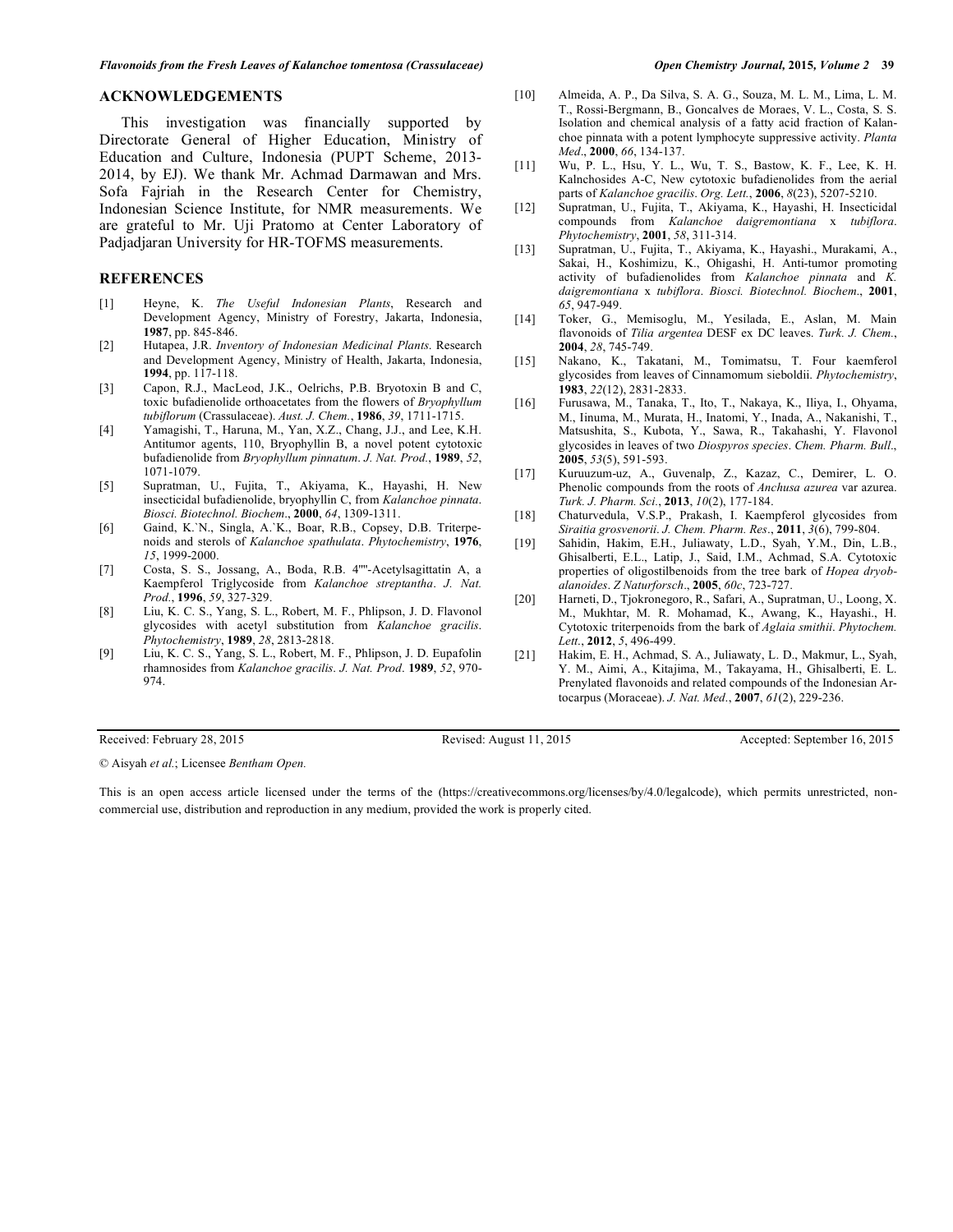## ACKNOWLEDGEMENTS

This investigation was financially supported by Directorate General of Higher Education, Ministry of Education and Culture, Indonesia (PUPT Scheme, 2013-2014, by EJ). We thank Mr. Achmad Darmawan and Mrs. Sofa Fajriah in the Research Center for Chemistry, Indonesian Science Institute, for NMR measurements. We are grateful to Mr. Uji Pratomo at Center Laboratory of Padjadjaran University for HR-TOFMS measurements.

## REFERENCES

[1] Heyne, K. *The Useful Indonesian Plants*, Research and Development Agency, Ministry of Forestry, Jakarta, Indonesia, **1987**, pp. 845-846.

[2] Hutapea, J.R. *Inventory of Indonesian Medicinal Plants*. Research and Development Agency, Ministry of Health, Jakarta, Indonesia, **1994**, pp. 117-118.

[3] Capon, R.J., MacLeod, J.K., Oelrichs, P.B. Bryotoxin B and C, toxic bufadienolide orthoacetates from the flowers of *Bryophyllum tubiflorum* (Crassulaceae). *Aust. J. Chem.*, **1986**, *39*, 1711-1715.

[4] Yamagishi, T., Haruna, M., Yan, X.Z., Chang, J.J., and Lee, K.H. Antitumor agents, 110, Bryophyllin B, a novel potent cytotoxic bufadienolide from *Bryophyllum pinnatum*. *J. Nat. Prod.*, **1989**, *52*, 1071-1079.

[5] Supratman, U., Fujita, T., Akiyama, K., Hayashi, H. New insecticidal bufadienolide, bryophyllin C, from *Kalanchoe pinnata*. *Biosci. Biotechnol. Biochem*., **2000**, *64*, 1309-1311.

[6] Gaind, K.`N., Singla, A.`K., Boar, R.B., Copsey, D.B. Triterpenoids and sterols of *Kalanchoe spathulata*. *Phytochemistry*, **1976**, *15*, 1999-2000.

[7] Costa, S. S., Jossang, A., Boda, R.B. 4''''-Acetylsagittatin A, a Kaempferol Triglycoside from *Kalanchoe streptantha*. *J. Nat. Prod*., **1996**, *59*, 327-329.

[8] Liu, K. C. S., Yang, S. L., Robert, M. F., Phlipson, J. D. Flavonol glycosides with acetyl substitution from *Kalanchoe gracilis*. *Phytochemistry*, **1989**, *28*, 2813-2818.

[9] Liu, K. C. S., Yang, S. L., Robert, M. F., Phlipson, J. D. Eupafolin rhamnosides from *Kalanchoe gracilis*. *J. Nat. Prod*. **1989**, *52*, 970-974.

[10] Almeida, A. P., Da Silva, S. A. G., Souza, M. L. M., Lima, L. M. T., Rossi-Bergmann, B., Goncalves de Moraes, V. L., Costa, S. S. Isolation and chemical analysis of a fatty acid fraction of Kalanchoe pinnata with a potent lymphocyte suppressive activity. *Planta Med*., **2000**, *66*, 134-137.

[11] Wu, P. L., Hsu, Y. L., Wu, T. S., Bastow, K. F., Lee, K. H. Kalnchosides A-C, New cytotoxic bufadienolides from the aerial parts of *Kalanchoe gracilis*. *Org. Lett.*, **2006**, *8*(23), 5207-5210.

[12] Supratman, U., Fujita, T., Akiyama, K., Hayashi, H. Insecticidal compounds from *Kalanchoe daigremontiana* x *tubiflora*. *Phytochemistry*, **2001**, *58*, 311-314.

[13] Supratman, U., Fujita, T., Akiyama, K., Hayashi., Murakami, A., Sakai, H., Koshimizu, K., Ohigashi, H. Anti-tumor promoting activity of bufadienolides from *Kalanchoe pinnata* and *K. daigremontiana* x *tubiflora*. *Biosci. Biotechnol. Biochem*., **2001**, *65*, 947-949.

[14] Toker, G., Memisoglu, M., Yesilada, E., Aslan, M. Main flavonoids of *Tilia argentea* DESF ex DC leaves. *Turk. J. Chem*., **2004**, *28*, 745-749.

[15] Nakano, K., Takatani, M., Tomimatsu, T. Four kaempferol glycosides from leaves of Cinnamomum sieboldii. *Phytochemistry*, **1983**, *22*(12), 2831-2833.

[16] Furusawa, M., Tanaka, T., Ito, T., Nakaya, K., Iliya, I., Ohyama, M., Iinuma, M., Murata, H., Inatomi, Y., Inada, A., Nakanishi, T., Matsushita, S., Kubota, Y., Sawa, R., Takahashi, Y. Flavonol glycosides in leaves of two *Diospyros species*. *Chem. Pharm. Bull*., **2005**, *53*(5), 591-593.

[17] Kuruuzum-uz, A., Guvenalp, Z., Kazaz, C., Demirer, L. O. Phenolic compounds from the roots of *Anchusa azurea* var azurea. *Turk. J. Pharm. Sci.*, **2013**, *10*(2), 177-184.

[18] Chaturvedula, V.S.P., Prakash, I. Kaempferol glycosides from *Siraitia grosvenorii*. *J. Chem. Pharm. Res*., **2011**, *3*(6), 799-804.

[19] Sahidin, Hakim, E.H., Juliawaty, L.D., Syah, Y.M., Din, L.B., Ghisalberti, E.L., Latip, J., Said, I.M., Achmad, S.A. Cytotoxic properties of oligostilbenoids from the tree bark of *Hopea dryobalanoides*. *Z Naturforsch*., **2005**, *60c*, 723-727.

[20] Harneti, D., Tjokronegoro, R., Safari, A., Supratman, U., Loong, X. M., Mukhtar, M. R. Mohamad, K., Awang, K., Hayashi., H. Cytotoxic triterpenoids from the bark of *Aglaia smithii*. *Phytochem. Lett*., **2012**, *5*, 496-499.

[21] Hakim, E. H., Achmad, S. A., Juliawaty, L. D., Makmur, L., Syah, Y. M., Aimi, A., Kitajima, M., Takayama, H., Ghisalberti, E. L. Prenylated flavonoids and related compounds of the Indonesian Artocarpus (Moraceae). *J. Nat. Med*., **2007**, *61*(2), 229-236.

Received: February 28, 2015 Revised: August 11, 2015 Accepted: September 16, 2015

© Aisyah *et al.*; Licensee *Bentham Open.*

This is an open access article licensed under the terms of the (https://creativecommons.org/licenses/by/4.0/legalcode), which permits unrestricted, non-commercial use, distribution and reproduction in any medium, provided the work is properly cited.